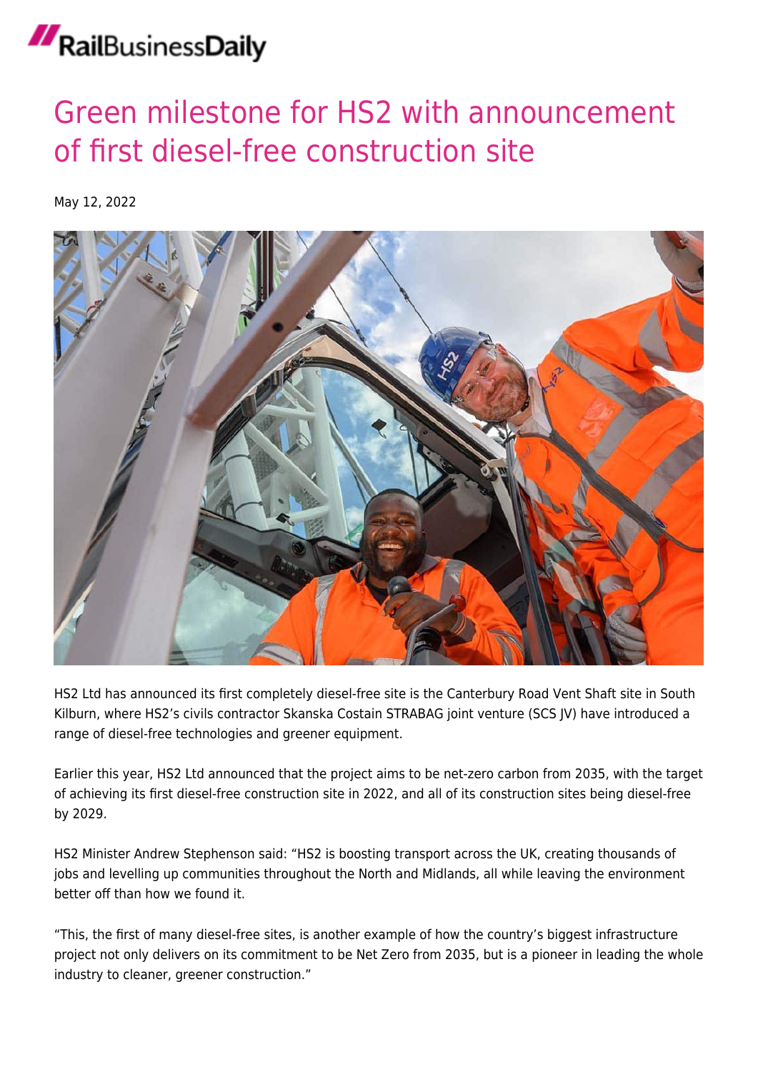# Green milestone for HS2 with announcement of first diesel-free construction site

May 12, 2022

HS2 Ltd has announced its first completely diesel-free site is the Canterbury Road Vent Shaft site in South Kilburn, where HS2's civils contractor Skanska Costain STRABAG joint venture (SCS JV) have introduced a range of diesel-free technologies and greener equipment.

Earlier this year, HS2 Ltd announced that the project aims to be net-zero carbon from 2035, with the target of achieving its first diesel-free construction site in 2022, and all of its construction sites being diesel-free by 2029.

HS2 Minister Andrew Stephenson said: "HS2 is boosting transport across the UK, creating thousands of jobs and levelling up communities throughout the North and Midlands, all while leaving the environment better off than how we found it.

"This, the first of many diesel-free sites, is another example of how the country's biggest infrastructure project not only delivers on its commitment to be Net Zero from 2035, but is a pioneer in leading the whole industry to cleaner, greener construction."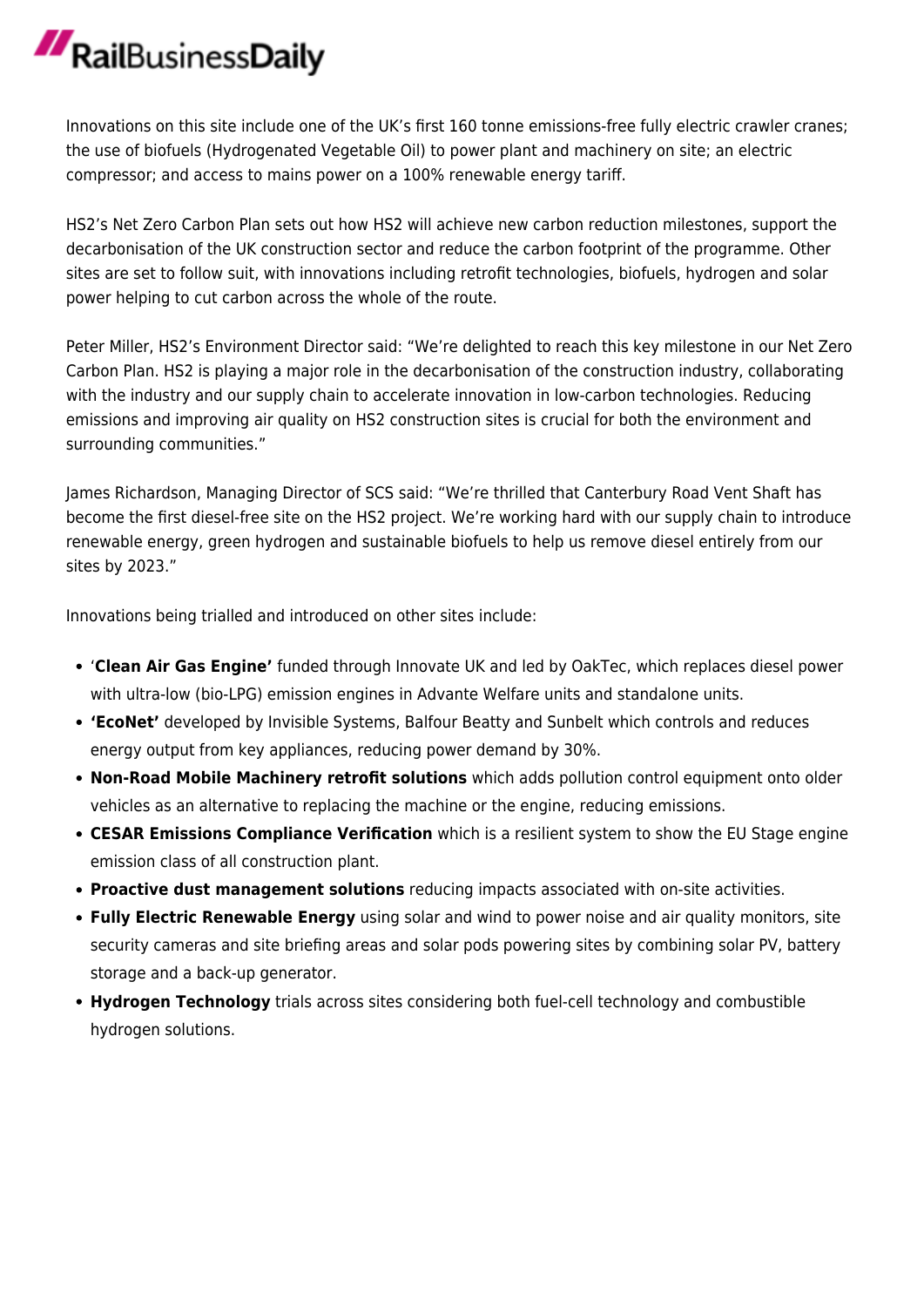Innovations on this site include one of the UK's first 160 tonne emissions-free fully electric crawler cranes; the use of biofuels (Hydrogenated Vegetable Oil) to power plant and machinery on site; an electric compressor; and access to mains power on a 100% renewable energy tariff.

HS2's Net Zero Carbon Plan sets out how HS2 will achieve new carbon reduction milestones, support the decarbonisation of the UK construction sector and reduce the carbon footprint of the programme. Other sites are set to follow suit, with innovations including retrofit technologies, biofuels, hydrogen and solar power helping to cut carbon across the whole of the route.

Peter Miller, HS2's Environment Director said: "We're delighted to reach this key milestone in our Net Zero Carbon Plan. HS2 is playing a major role in the decarbonisation of the construction industry, collaborating with the industry and our supply chain to accelerate innovation in low-carbon technologies. Reducing emissions and improving air quality on HS2 construction sites is crucial for both the environment and surrounding communities."

James Richardson, Managing Director of SCS said: "We're thrilled that Canterbury Road Vent Shaft has become the first diesel-free site on the HS2 project. We're working hard with our supply chain to introduce renewable energy, green hydrogen and sustainable biofuels to help us remove diesel entirely from our sites by 2023."

Innovations being trialled and introduced on other sites include:

- '**Clean Air Gas Engine'** funded through Innovate UK and led by OakTec, which replaces diesel power with ultra-low (bio-LPG) emission engines in Advante Welfare units and standalone units.
- **'EcoNet'** developed by Invisible Systems, Balfour Beatty and Sunbelt which controls and reduces energy output from key appliances, reducing power demand by 30%.
- **Non-Road Mobile Machinery retrofit solutions** which adds pollution control equipment onto older vehicles as an alternative to replacing the machine or the engine, reducing emissions.
- **CESAR Emissions Compliance Verification** which is a resilient system to show the EU Stage engine emission class of all construction plant.
- **Proactive dust management solutions** reducing impacts associated with on-site activities.
- **Fully Electric Renewable Energy** using solar and wind to power noise and air quality monitors, site security cameras and site briefing areas and solar pods powering sites by combining solar PV, battery storage and a back-up generator.
- **Hydrogen Technology** trials across sites considering both fuel-cell technology and combustible hydrogen solutions.